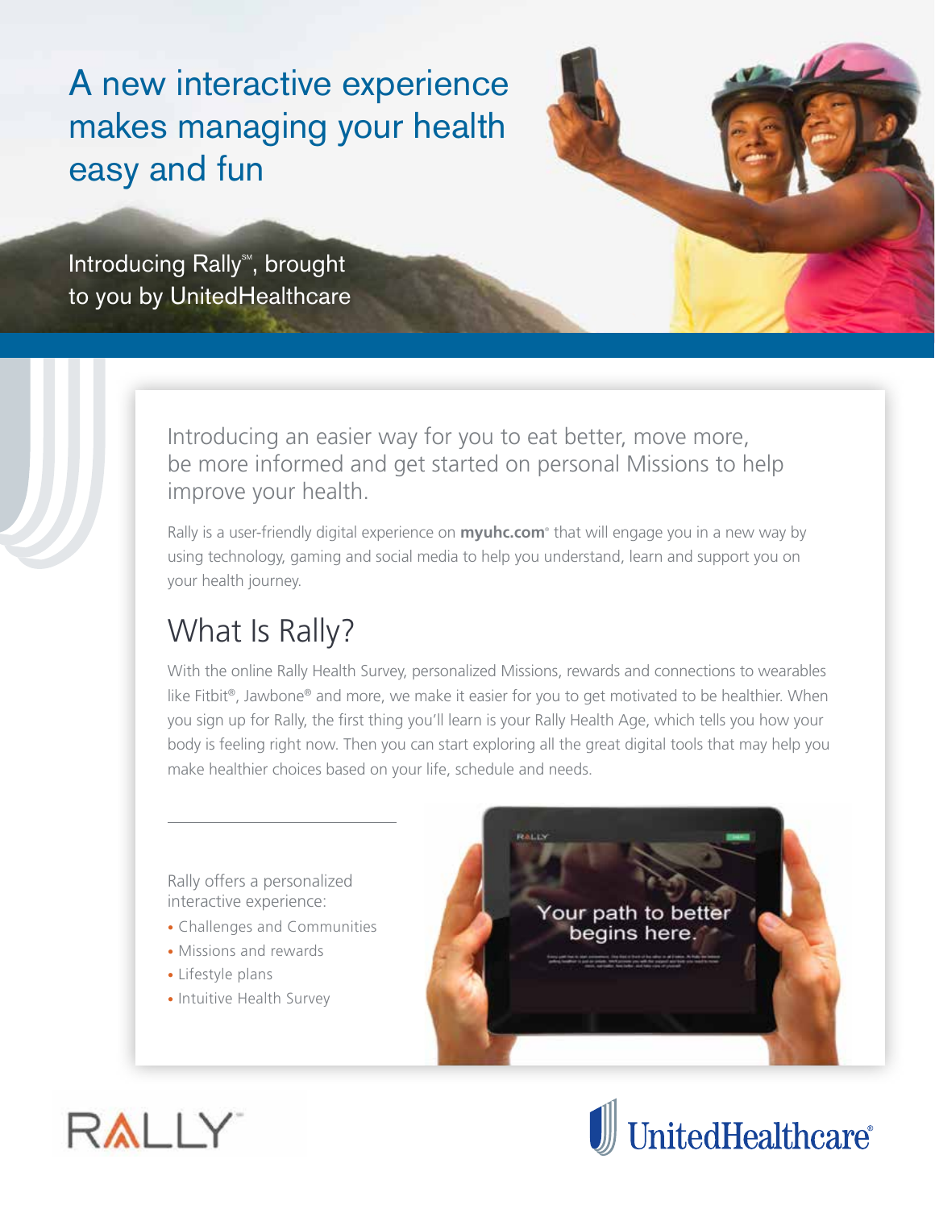# A new interactive experience makes managing your health easy and fun

Introducing Rally℠, brought to you by UnitedHealthcare

Introducing an easier way for you to eat better, move more, be more informed and get started on personal Missions to help improve your health.

Rally is a user-friendly digital experience on **myuhc.com**® that will engage you in a new way by using technology, gaming and social media to help you understand, learn and support you on your health journey.

## What Is Rally?

With the online Rally Health Survey, personalized Missions, rewards and connections to wearables like Fitbit®, Jawbone® and more, we make it easier for you to get motivated to be healthier. When you sign up for Rally, the first thing you'll learn is your Rally Health Age, which tells you how your body is feeling right now. Then you can start exploring all the great digital tools that may help you make healthier choices based on your life, schedule and needs.

Rally offers a personalized interactive experience:

- Challenges and Communities
- Missions and rewards
- Lifestyle plans
- Intuitive Health Survey

RALLY

UnitedHealthcare®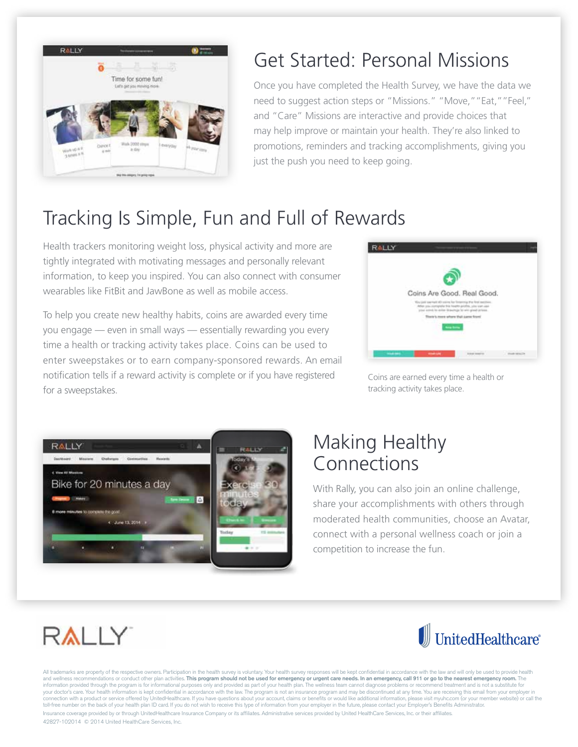## Get Started: Personal Missions

Once you have completed the Health Survey, we have the data we need to suggest action steps or "Missions." "Move," "Eat," "Feel," and "Care" Missions are interactive and provide choices that may help improve or maintain your health. They're also linked to promotions, reminders and tracking accomplishments, giving you just the push you need to keep going.

## Tracking Is Simple, Fun and Full of Rewards

Health trackers monitoring weight loss, physical activity and more are tightly integrated with motivating messages and personally relevant information, to keep you inspired. You can also connect with consumer wearables like FitBit and JawBone as well as mobile access.

To help you create new healthy habits, coins are awarded every time you engage — even in small ways — essentially rewarding you every time a health or tracking activity takes place. Coins can be used to enter sweepstakes or to earn company-sponsored rewards. An email notification tells if a reward activity is complete or if you have registered for a sweepstakes.

Coins are earned every time a health or tracking activity takes place.

## Making Healthy Connections

With Rally, you can also join an online challenge, share your accomplishments with others through moderated health communities, choose an Avatar, connect with a personal wellness coach or join a competition to increase the fun.

RALLY

UnitedHealthcare

All trademarks are property of the respective owners. Participation in the health survey is voluntary. Your health survey responses will be kept confidential in accordance with the law and will only be used to provide health and wellness recommendations or conduct other plan activities. **This program should not be used for emergency or urgent care needs. In an emergency, call 911 or go to the nearest emergency room.** The information provided through the program is for informational purposes only and provided as part of your health plan. The wellness team cannot diagnose problems or recommend treatment and is not a substitute for your doctor's care. Your health information is kept confidential in accordance with the law. The program is not an insurance program and may be discontinued at any time. You are receiving this email from your employer in connection with a product or service offered by UnitedHealthcare. If you have questions about your account, claims or benefits or would like additional information, please visit myuhc.com (or your member website) or call the toll-free number on the back of your health plan ID card. If you do not wish to receive this type of information from your employer in the future, please contact your Employer's Benefits Administrator.

Insurance coverage provided by or through UnitedHealthcare Insurance Company or its affiliates. Administrative services provided by United HealthCare Services, Inc. or their affiliates.

42827-102014 © 2014 United HealthCare Services, Inc.